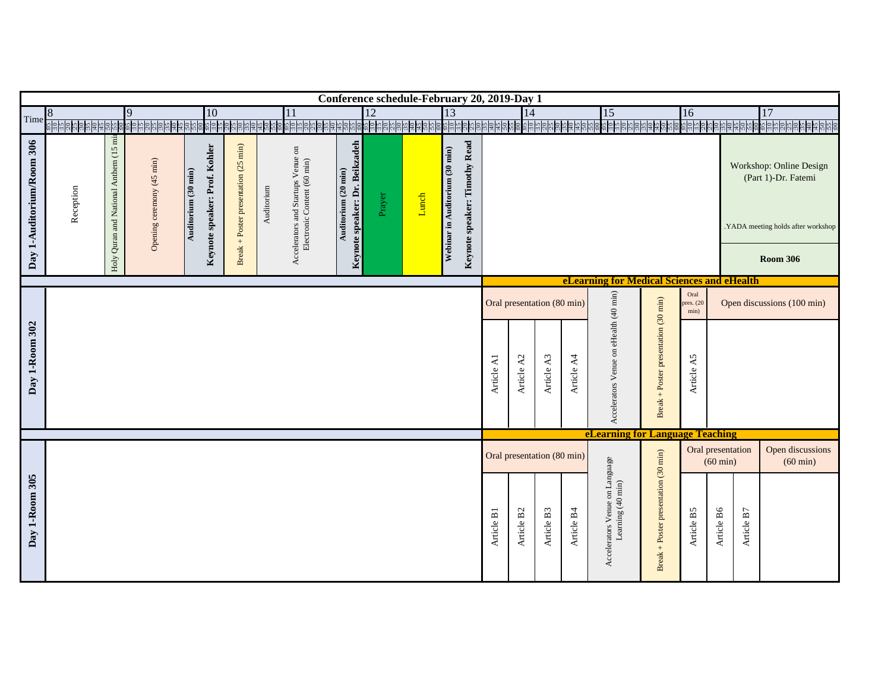# Conference schedule-February 20, 2019-Day 1

**Time:** 8 | 9 | 10 | 11 | 12 | 13 | 14 | 15 | 16 | 17

## Day 1-Auditorium/Room 306

| Session |
|---|
| Reception |
| Holy Quran and National Anthem (15 min) |
| Opening ceremony (45 min) |
| **Auditorium (30 min)** |
| **Keynote speaker: Prof. Kohler** |
| Break + Poster presentation (25 min) |
| Auditorium |
| Accelerators and Startups Venue on Electronic Content (60 min) |
| **Auditorium (20 min)** |
| **Keynote speaker: Dr. Beikzadeh** |
| Prayer |
| Lunch |
| **Webinar in Auditorium (30 min)** |
| **Keynote speaker: Timothy Read** |
| Workshop: Online Design (Part 1)-Dr. Fatemi — .YADA meeting holds after workshop — **Room 306** |

## Day 1-Room 302

**eLearning for Medical Sciences and eHealth**

| Oral presentation (80 min) | | | | Accelerators Venue on eHealth (40 min) | Break + Poster presentation (30 min) | Oral pres. (20 min) | Open discussions (100 min) |
|---|---|---|---|---|---|---|---|
| Article A1 | Article A2 | Article A3 | Article A4 | | | Article A5 | |

## Day 1-Room 305

**eLearning for Language Teaching**

| Oral presentation (80 min) | | | | Accelerators Venue on Language Learning (40 min) | Break + Poster presentation (30 min) | Oral presentation (60 min) | | | Open discussions (60 min) |
|---|---|---|---|---|---|---|---|---|---|
| Article B1 | Article B2 | Article B3 | Article B4 | | | Article B5 | Article B6 | Article B7 | |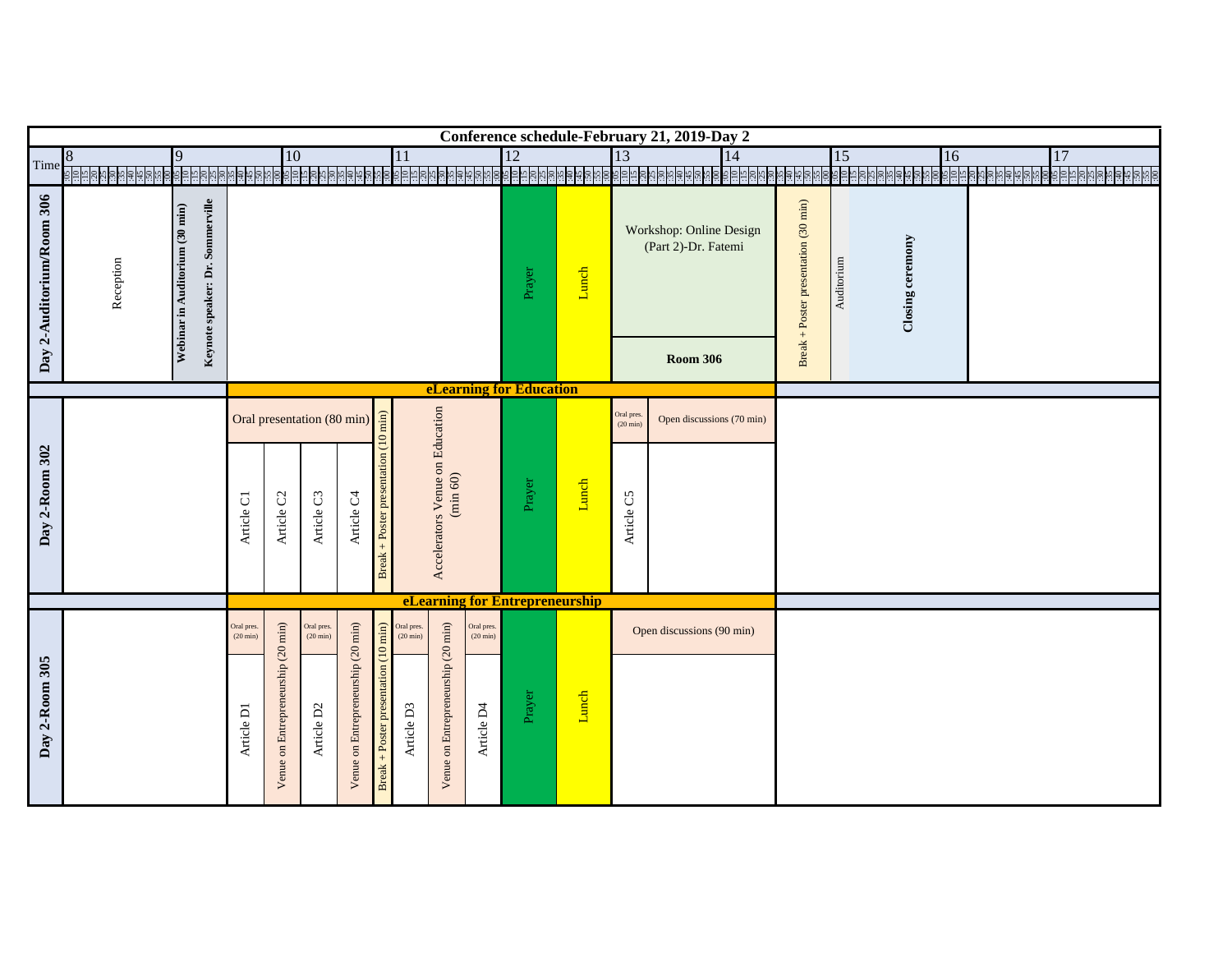# Conference schedule-February 21, 2019-Day 2

| Time | 8:00–9:00 | 9:00–9:30 | 9:30–10:50 | 10:50–11:00 | 11:00–12:00 | 12:00–12:30 | 12:30–13:00 | 13:00–13:20 | 13:20–14:30 | 14:30–15:00 | 15:00–15:10 | 15:10–16:20 |
|---|---|---|---|---|---|---|---|---|---|---|---|---|
| **Day 2-Auditorium/Room 306** | Reception | **Webinar in Auditorium (30 min)** **Keynote speaker: Dr. Sommerville** | | | | Prayer | Lunch | Workshop: Online Design (Part 2)-Dr. Fatemi **Room 306** | | Break + Poster presentation (30 min) | Auditorium | **Closing ceremony** |
| | | | **eLearning for Education** | | | | | | | | | |
| **Day 2-Room 302** | | | Oral presentation (80 min): Article C1, Article C2, Article C3, Article C4 | Break + Poster presentation (10 min) | Accelerators Venue on Education (min 60) | Prayer | Lunch | Oral pres. (20 min): Article C5 | Open discussions (70 min) | | | |
| | | | **eLearning for Entrepreneurship** | | | | | | | | | |
| **Day 2-Room 305** | | | Oral pres. (20 min): Article D1; Venue on Entrepreneurship (20 min); Oral pres. (20 min): Article D2; Venue on Entrepreneurship (20 min) | Break + Poster presentation (10 min) | Oral pres. (20 min): Article D3; Venue on Entrepreneurship (20 min); Oral pres. (20 min): Article D4 | Prayer | Lunch | Open discussions (90 min) | | | | |